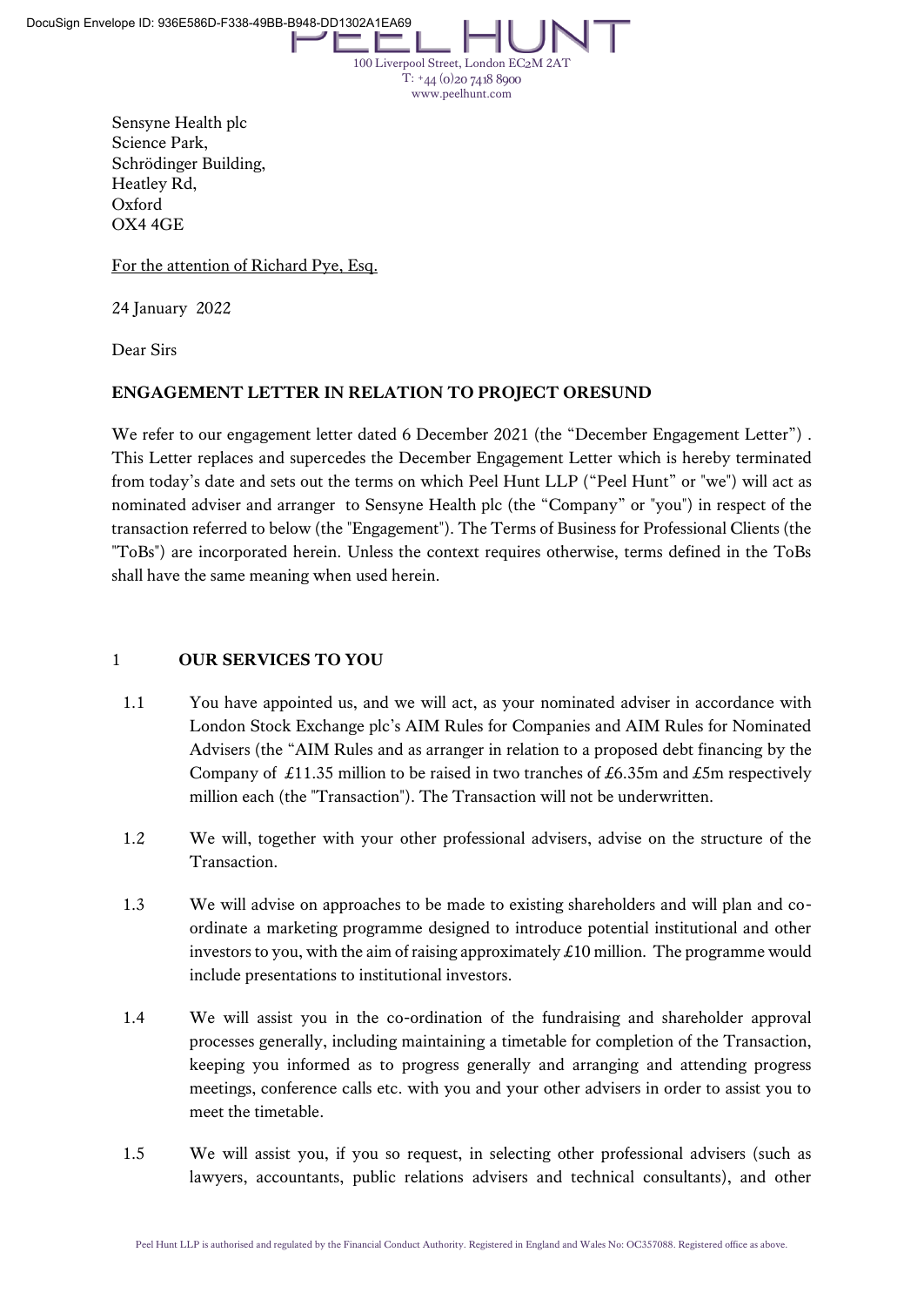DocuSign Envelope ID: 936E586D-F338-49BB-B948-DD1302A1EA69

PEEL HUNT
100 Liverpool Street, London EC2M 2AT
T: +44 (0)20 7418 8900
www.peelhunt.com

Sensyne Health plc
Science Park,
Schrödinger Building,
Heatley Rd,
Oxford
OX4 4GE

For the attention of Richard Pye, Esq.

24 January 2022

Dear Sirs

**ENGAGEMENT LETTER IN RELATION TO PROJECT ORESUND**

We refer to our engagement letter dated 6 December 2021 (the "December Engagement Letter") . This Letter replaces and supercedes the December Engagement Letter which is hereby terminated from today's date and sets out the terms on which Peel Hunt LLP ("Peel Hunt" or "we") will act as nominated adviser and arranger to Sensyne Health plc (the "Company" or "you") in respect of the transaction referred to below (the "Engagement"). The Terms of Business for Professional Clients (the "ToBs") are incorporated herein. Unless the context requires otherwise, terms defined in the ToBs shall have the same meaning when used herein.

1 **OUR SERVICES TO YOU**

1.1 You have appointed us, and we will act, as your nominated adviser in accordance with London Stock Exchange plc's AIM Rules for Companies and AIM Rules for Nominated Advisers (the "AIM Rules and as arranger in relation to a proposed debt financing by the Company of £11.35 million to be raised in two tranches of £6.35m and £5m respectively million each (the "Transaction"). The Transaction will not be underwritten.

1.2 We will, together with your other professional advisers, advise on the structure of the Transaction.

1.3 We will advise on approaches to be made to existing shareholders and will plan and co-ordinate a marketing programme designed to introduce potential institutional and other investors to you, with the aim of raising approximately £10 million. The programme would include presentations to institutional investors.

1.4 We will assist you in the co-ordination of the fundraising and shareholder approval processes generally, including maintaining a timetable for completion of the Transaction, keeping you informed as to progress generally and arranging and attending progress meetings, conference calls etc. with you and your other advisers in order to assist you to meet the timetable.

1.5 We will assist you, if you so request, in selecting other professional advisers (such as lawyers, accountants, public relations advisers and technical consultants), and other

Peel Hunt LLP is authorised and regulated by the Financial Conduct Authority. Registered in England and Wales No: OC357088. Registered office as above.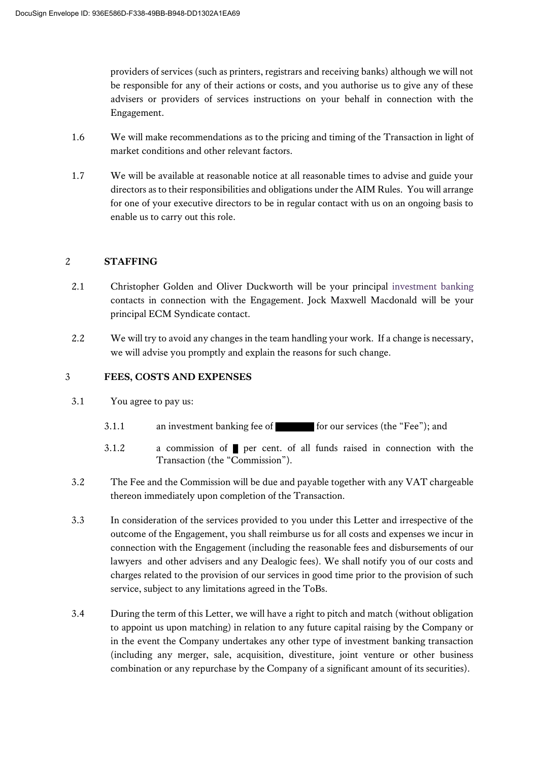providers of services (such as printers, registrars and receiving banks) although we will not be responsible for any of their actions or costs, and you authorise us to give any of these advisers or providers of services instructions on your behalf in connection with the Engagement.

1.6 We will make recommendations as to the pricing and timing of the Transaction in light of market conditions and other relevant factors.

1.7 We will be available at reasonable notice at all reasonable times to advise and guide your directors as to their responsibilities and obligations under the AIM Rules. You will arrange for one of your executive directors to be in regular contact with us on an ongoing basis to enable us to carry out this role.

## 2 STAFFING

2.1 Christopher Golden and Oliver Duckworth will be your principal investment banking contacts in connection with the Engagement. Jock Maxwell Macdonald will be your principal ECM Syndicate contact.

2.2 We will try to avoid any changes in the team handling your work. If a change is necessary, we will advise you promptly and explain the reasons for such change.

## 3 FEES, COSTS AND EXPENSES

3.1 You agree to pay us:

3.1.1 an investment banking fee of ██████ for our services (the "Fee"); and

3.1.2 a commission of █ per cent. of all funds raised in connection with the Transaction (the "Commission").

3.2 The Fee and the Commission will be due and payable together with any VAT chargeable thereon immediately upon completion of the Transaction.

3.3 In consideration of the services provided to you under this Letter and irrespective of the outcome of the Engagement, you shall reimburse us for all costs and expenses we incur in connection with the Engagement (including the reasonable fees and disbursements of our lawyers and other advisers and any Dealogic fees). We shall notify you of our costs and charges related to the provision of our services in good time prior to the provision of such service, subject to any limitations agreed in the ToBs.

3.4 During the term of this Letter, we will have a right to pitch and match (without obligation to appoint us upon matching) in relation to any future capital raising by the Company or in the event the Company undertakes any other type of investment banking transaction (including any merger, sale, acquisition, divestiture, joint venture or other business combination or any repurchase by the Company of a significant amount of its securities).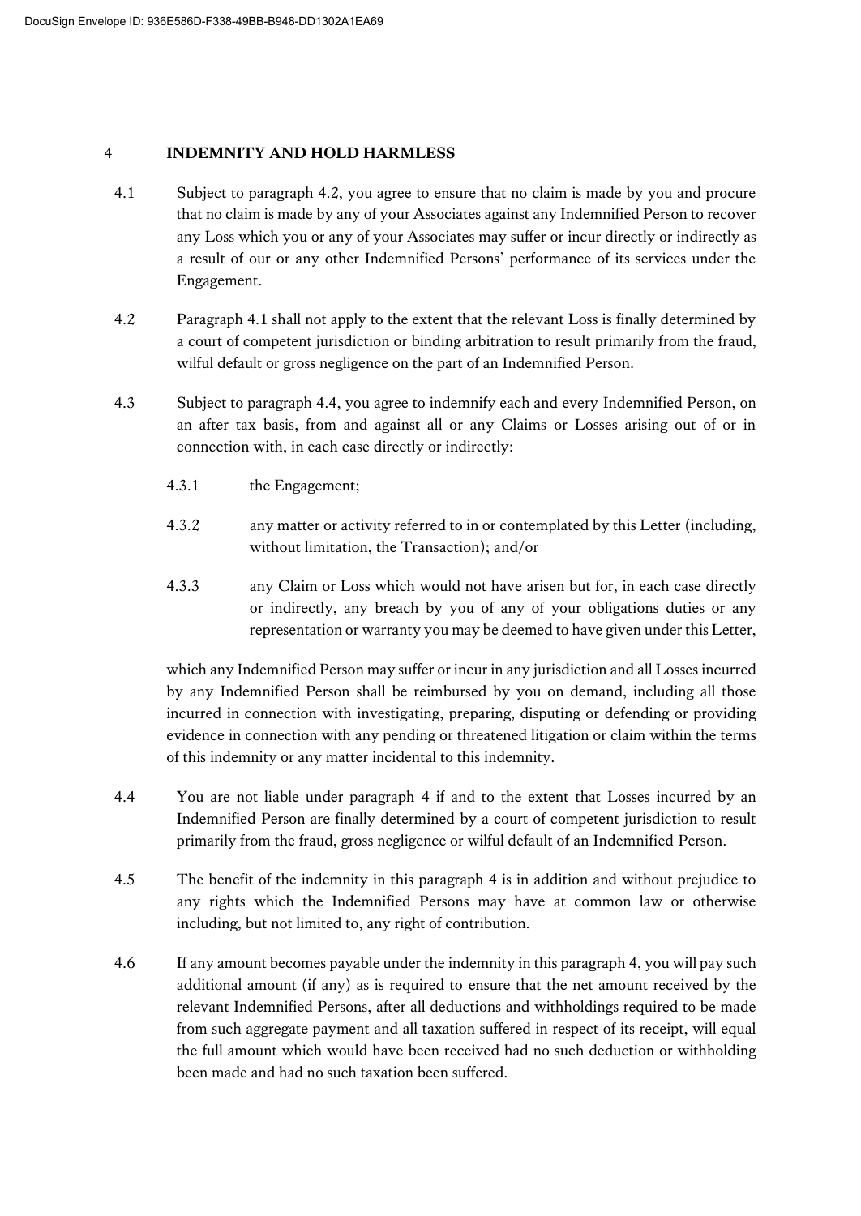## 4 INDEMNITY AND HOLD HARMLESS

4.1 Subject to paragraph 4.2, you agree to ensure that no claim is made by you and procure that no claim is made by any of your Associates against any Indemnified Person to recover any Loss which you or any of your Associates may suffer or incur directly or indirectly as a result of our or any other Indemnified Persons' performance of its services under the Engagement.

4.2 Paragraph 4.1 shall not apply to the extent that the relevant Loss is finally determined by a court of competent jurisdiction or binding arbitration to result primarily from the fraud, wilful default or gross negligence on the part of an Indemnified Person.

4.3 Subject to paragraph 4.4, you agree to indemnify each and every Indemnified Person, on an after tax basis, from and against all or any Claims or Losses arising out of or in connection with, in each case directly or indirectly:

4.3.1 the Engagement;

4.3.2 any matter or activity referred to in or contemplated by this Letter (including, without limitation, the Transaction); and/or

4.3.3 any Claim or Loss which would not have arisen but for, in each case directly or indirectly, any breach by you of any of your obligations duties or any representation or warranty you may be deemed to have given under this Letter,

which any Indemnified Person may suffer or incur in any jurisdiction and all Losses incurred by any Indemnified Person shall be reimbursed by you on demand, including all those incurred in connection with investigating, preparing, disputing or defending or providing evidence in connection with any pending or threatened litigation or claim within the terms of this indemnity or any matter incidental to this indemnity.

4.4 You are not liable under paragraph 4 if and to the extent that Losses incurred by an Indemnified Person are finally determined by a court of competent jurisdiction to result primarily from the fraud, gross negligence or wilful default of an Indemnified Person.

4.5 The benefit of the indemnity in this paragraph 4 is in addition and without prejudice to any rights which the Indemnified Persons may have at common law or otherwise including, but not limited to, any right of contribution.

4.6 If any amount becomes payable under the indemnity in this paragraph 4, you will pay such additional amount (if any) as is required to ensure that the net amount received by the relevant Indemnified Persons, after all deductions and withholdings required to be made from such aggregate payment and all taxation suffered in respect of its receipt, will equal the full amount which would have been received had no such deduction or withholding been made and had no such taxation been suffered.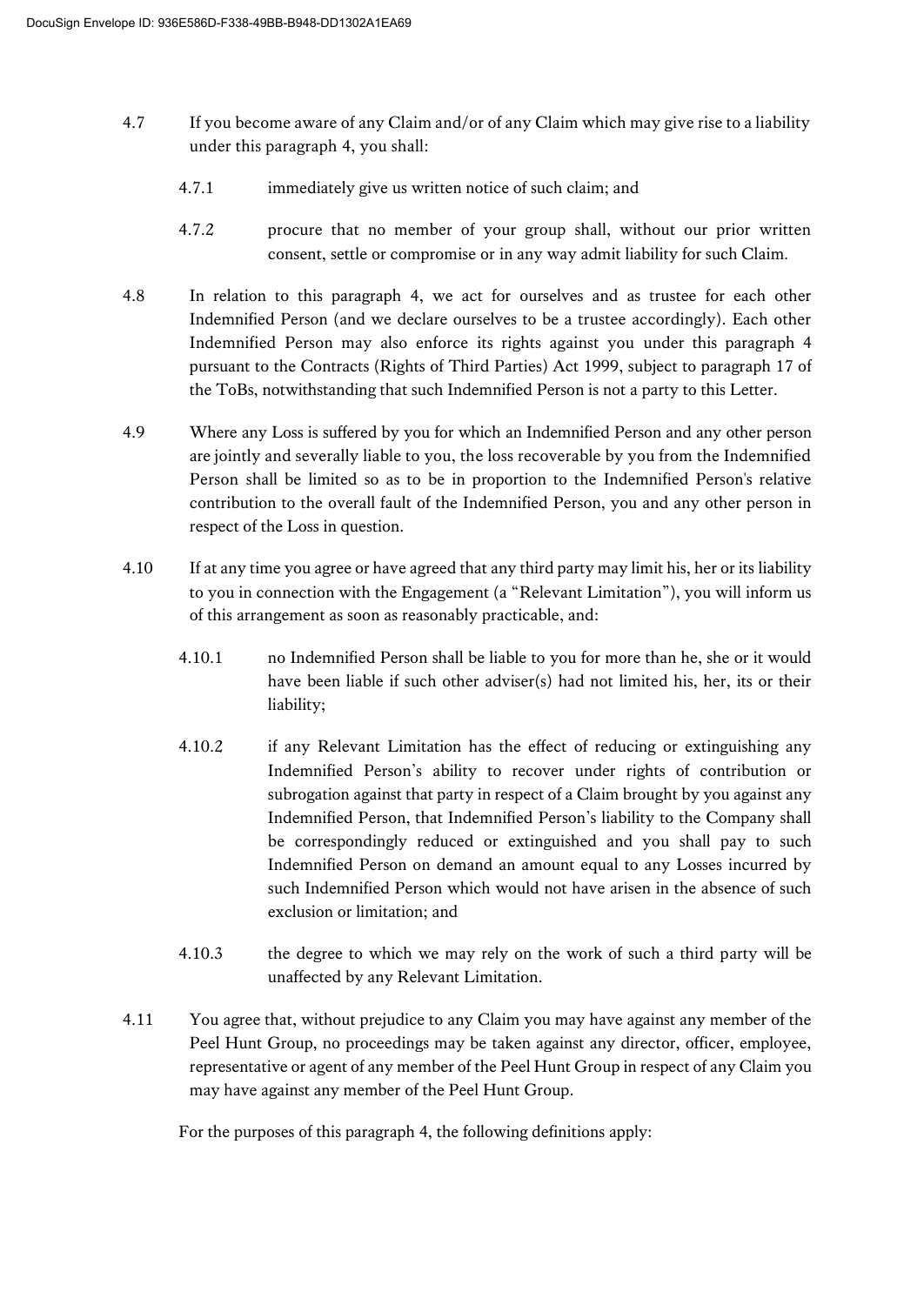4.7 If you become aware of any Claim and/or of any Claim which may give rise to a liability under this paragraph 4, you shall:

4.7.1 immediately give us written notice of such claim; and

4.7.2 procure that no member of your group shall, without our prior written consent, settle or compromise or in any way admit liability for such Claim.

4.8 In relation to this paragraph 4, we act for ourselves and as trustee for each other Indemnified Person (and we declare ourselves to be a trustee accordingly). Each other Indemnified Person may also enforce its rights against you under this paragraph 4 pursuant to the Contracts (Rights of Third Parties) Act 1999, subject to paragraph 17 of the ToBs, notwithstanding that such Indemnified Person is not a party to this Letter.

4.9 Where any Loss is suffered by you for which an Indemnified Person and any other person are jointly and severally liable to you, the loss recoverable by you from the Indemnified Person shall be limited so as to be in proportion to the Indemnified Person's relative contribution to the overall fault of the Indemnified Person, you and any other person in respect of the Loss in question.

4.10 If at any time you agree or have agreed that any third party may limit his, her or its liability to you in connection with the Engagement (a "Relevant Limitation"), you will inform us of this arrangement as soon as reasonably practicable, and:

4.10.1 no Indemnified Person shall be liable to you for more than he, she or it would have been liable if such other adviser(s) had not limited his, her, its or their liability;

4.10.2 if any Relevant Limitation has the effect of reducing or extinguishing any Indemnified Person's ability to recover under rights of contribution or subrogation against that party in respect of a Claim brought by you against any Indemnified Person, that Indemnified Person's liability to the Company shall be correspondingly reduced or extinguished and you shall pay to such Indemnified Person on demand an amount equal to any Losses incurred by such Indemnified Person which would not have arisen in the absence of such exclusion or limitation; and

4.10.3 the degree to which we may rely on the work of such a third party will be unaffected by any Relevant Limitation.

4.11 You agree that, without prejudice to any Claim you may have against any member of the Peel Hunt Group, no proceedings may be taken against any director, officer, employee, representative or agent of any member of the Peel Hunt Group in respect of any Claim you may have against any member of the Peel Hunt Group.

For the purposes of this paragraph 4, the following definitions apply: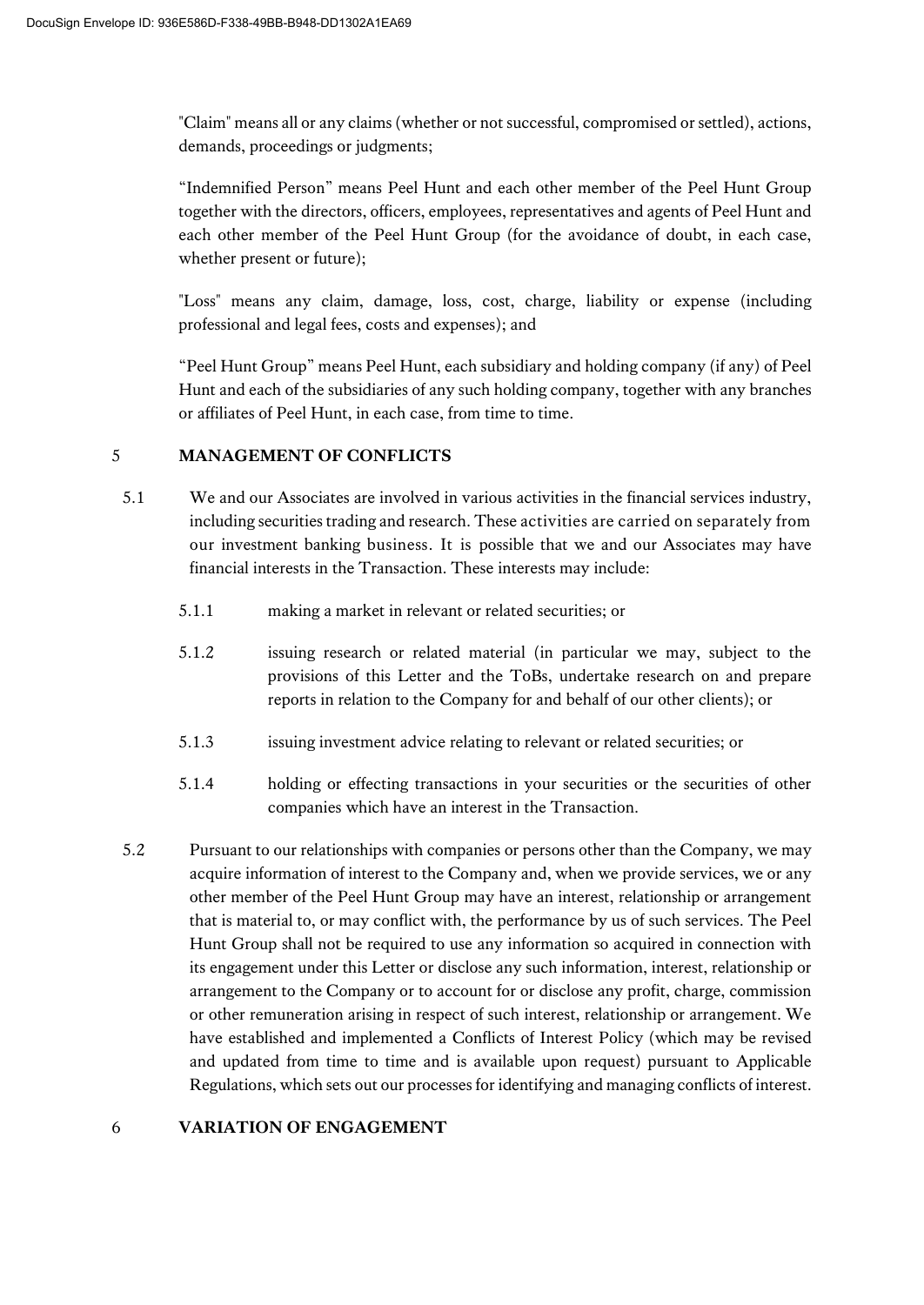"Claim" means all or any claims (whether or not successful, compromised or settled), actions, demands, proceedings or judgments;

"Indemnified Person" means Peel Hunt and each other member of the Peel Hunt Group together with the directors, officers, employees, representatives and agents of Peel Hunt and each other member of the Peel Hunt Group (for the avoidance of doubt, in each case, whether present or future);

"Loss" means any claim, damage, loss, cost, charge, liability or expense (including professional and legal fees, costs and expenses); and

"Peel Hunt Group" means Peel Hunt, each subsidiary and holding company (if any) of Peel Hunt and each of the subsidiaries of any such holding company, together with any branches or affiliates of Peel Hunt, in each case, from time to time.

## 5 MANAGEMENT OF CONFLICTS

5.1 We and our Associates are involved in various activities in the financial services industry, including securities trading and research. These activities are carried on separately from our investment banking business. It is possible that we and our Associates may have financial interests in the Transaction. These interests may include:

5.1.1 making a market in relevant or related securities; or

5.1.2 issuing research or related material (in particular we may, subject to the provisions of this Letter and the ToBs, undertake research on and prepare reports in relation to the Company for and behalf of our other clients); or

5.1.3 issuing investment advice relating to relevant or related securities; or

5.1.4 holding or effecting transactions in your securities or the securities of other companies which have an interest in the Transaction.

5.2 Pursuant to our relationships with companies or persons other than the Company, we may acquire information of interest to the Company and, when we provide services, we or any other member of the Peel Hunt Group may have an interest, relationship or arrangement that is material to, or may conflict with, the performance by us of such services. The Peel Hunt Group shall not be required to use any information so acquired in connection with its engagement under this Letter or disclose any such information, interest, relationship or arrangement to the Company or to account for or disclose any profit, charge, commission or other remuneration arising in respect of such interest, relationship or arrangement. We have established and implemented a Conflicts of Interest Policy (which may be revised and updated from time to time and is available upon request) pursuant to Applicable Regulations, which sets out our processes for identifying and managing conflicts of interest.

## 6 VARIATION OF ENGAGEMENT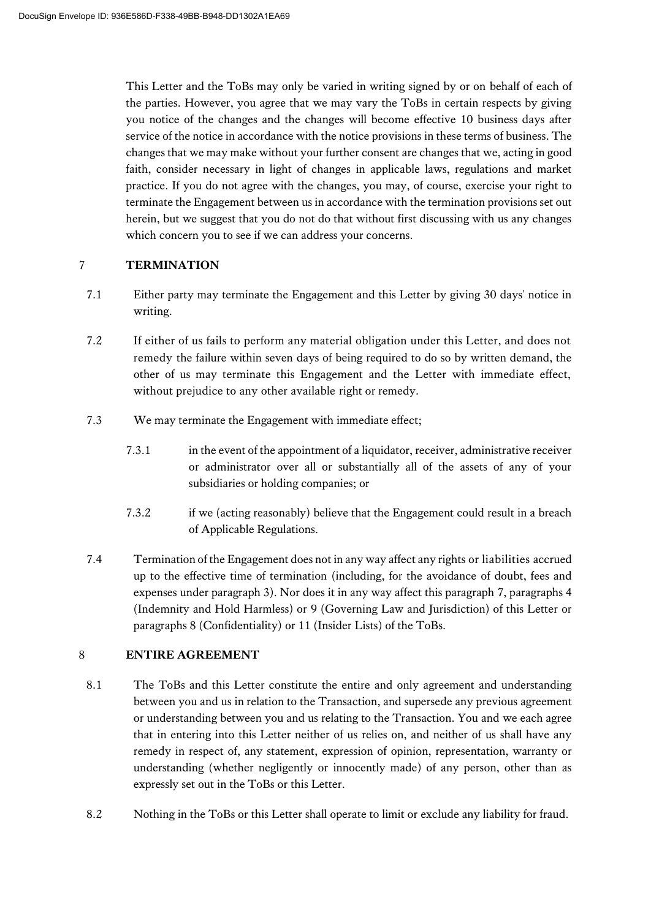This Letter and the ToBs may only be varied in writing signed by or on behalf of each of the parties. However, you agree that we may vary the ToBs in certain respects by giving you notice of the changes and the changes will become effective 10 business days after service of the notice in accordance with the notice provisions in these terms of business. The changes that we may make without your further consent are changes that we, acting in good faith, consider necessary in light of changes in applicable laws, regulations and market practice. If you do not agree with the changes, you may, of course, exercise your right to terminate the Engagement between us in accordance with the termination provisions set out herein, but we suggest that you do not do that without first discussing with us any changes which concern you to see if we can address your concerns.

## 7 TERMINATION

7.1 Either party may terminate the Engagement and this Letter by giving 30 days' notice in writing.

7.2 If either of us fails to perform any material obligation under this Letter, and does not remedy the failure within seven days of being required to do so by written demand, the other of us may terminate this Engagement and the Letter with immediate effect, without prejudice to any other available right or remedy.

7.3 We may terminate the Engagement with immediate effect;

7.3.1 in the event of the appointment of a liquidator, receiver, administrative receiver or administrator over all or substantially all of the assets of any of your subsidiaries or holding companies; or

7.3.2 if we (acting reasonably) believe that the Engagement could result in a breach of Applicable Regulations.

7.4 Termination of the Engagement does not in any way affect any rights or liabilities accrued up to the effective time of termination (including, for the avoidance of doubt, fees and expenses under paragraph 3). Nor does it in any way affect this paragraph 7, paragraphs 4 (Indemnity and Hold Harmless) or 9 (Governing Law and Jurisdiction) of this Letter or paragraphs 8 (Confidentiality) or 11 (Insider Lists) of the ToBs.

## 8 ENTIRE AGREEMENT

8.1 The ToBs and this Letter constitute the entire and only agreement and understanding between you and us in relation to the Transaction, and supersede any previous agreement or understanding between you and us relating to the Transaction. You and we each agree that in entering into this Letter neither of us relies on, and neither of us shall have any remedy in respect of, any statement, expression of opinion, representation, warranty or understanding (whether negligently or innocently made) of any person, other than as expressly set out in the ToBs or this Letter.

8.2 Nothing in the ToBs or this Letter shall operate to limit or exclude any liability for fraud.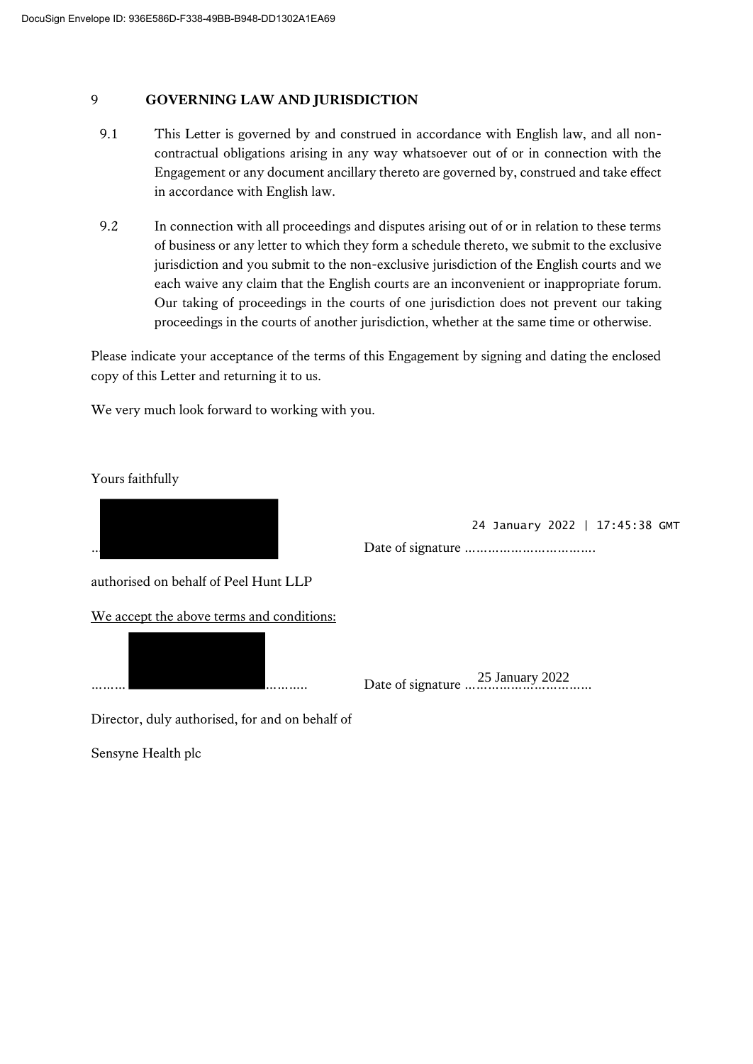DocuSign Envelope ID: 936E586D-F338-49BB-B948-DD1302A1EA69

## 9 GOVERNING LAW AND JURISDICTION

9.1 This Letter is governed by and construed in accordance with English law, and all non-contractual obligations arising in any way whatsoever out of or in connection with the Engagement or any document ancillary thereto are governed by, construed and take effect in accordance with English law.

9.2 In connection with all proceedings and disputes arising out of or in relation to these terms of business or any letter to which they form a schedule thereto, we submit to the exclusive jurisdiction and you submit to the non-exclusive jurisdiction of the English courts and we each waive any claim that the English courts are an inconvenient or inappropriate forum. Our taking of proceedings in the courts of one jurisdiction does not prevent our taking proceedings in the courts of another jurisdiction, whether at the same time or otherwise.

Please indicate your acceptance of the terms of this Engagement by signing and dating the enclosed copy of this Letter and returning it to us.

We very much look forward to working with you.

Yours faithfully

.. [REDACTED] Date of signature 24 January 2022 | 17:45:38 GMT

authorised on behalf of Peel Hunt LLP

We accept the above terms and conditions:

……… [REDACTED] ……….. Date of signature 25 January 2022

Director, duly authorised, for and on behalf of

Sensyne Health plc